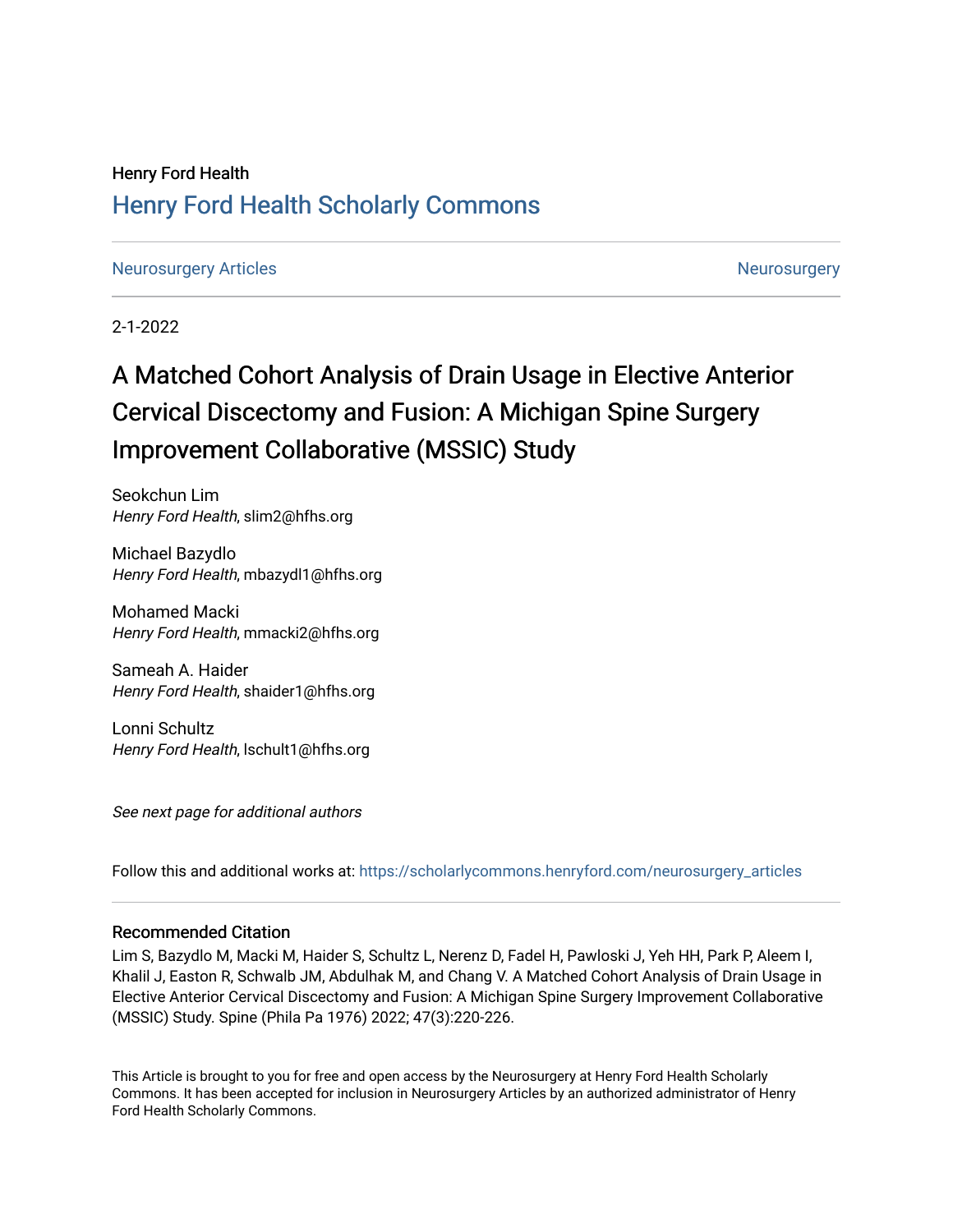Henry Ford Health

## Henry Ford Health Scholarly Commons

Neurosurgery Articles | Neurosurgery

2-1-2022

# A Matched Cohort Analysis of Drain Usage in Elective Anterior Cervical Discectomy and Fusion: A Michigan Spine Surgery Improvement Collaborative (MSSIC) Study

Seokchun Lim
*Henry Ford Health*, slim2@hfhs.org

Michael Bazydlo
*Henry Ford Health*, mbazydl1@hfhs.org

Mohamed Macki
*Henry Ford Health*, mmacki2@hfhs.org

Sameah A. Haider
*Henry Ford Health*, shaider1@hfhs.org

Lonni Schultz
*Henry Ford Health*, lschult1@hfhs.org

*See next page for additional authors*

Follow this and additional works at: https://scholarlycommons.henryford.com/neurosurgery_articles

### Recommended Citation

Lim S, Bazydlo M, Macki M, Haider S, Schultz L, Nerenz D, Fadel H, Pawloski J, Yeh HH, Park P, Aleem I, Khalil J, Easton R, Schwalb JM, Abdulhak M, and Chang V. A Matched Cohort Analysis of Drain Usage in Elective Anterior Cervical Discectomy and Fusion: A Michigan Spine Surgery Improvement Collaborative (MSSIC) Study. Spine (Phila Pa 1976) 2022; 47(3):220-226.

This Article is brought to you for free and open access by the Neurosurgery at Henry Ford Health Scholarly Commons. It has been accepted for inclusion in Neurosurgery Articles by an authorized administrator of Henry Ford Health Scholarly Commons.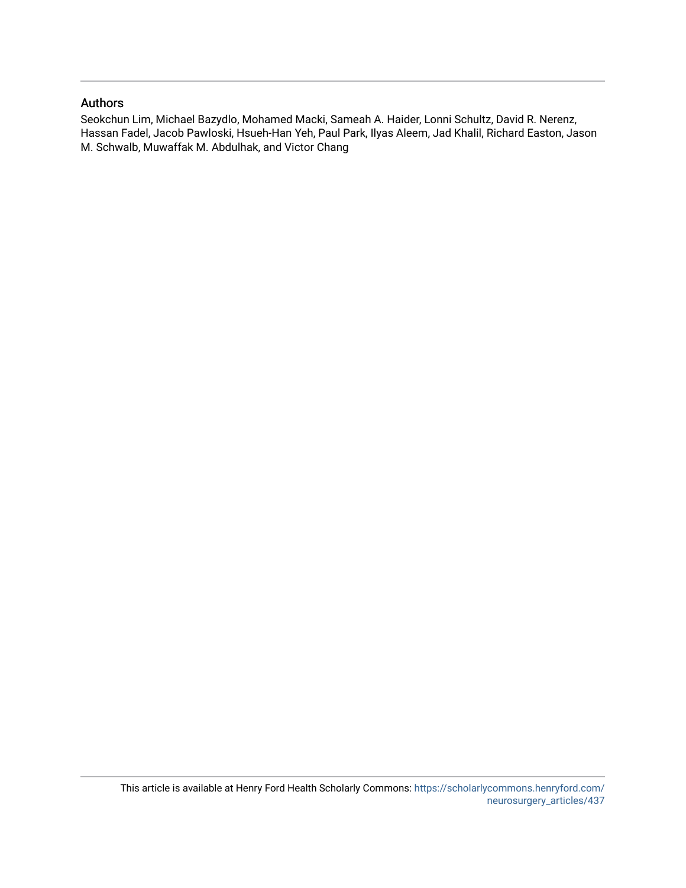## Authors

Seokchun Lim, Michael Bazydlo, Mohamed Macki, Sameah A. Haider, Lonni Schultz, David R. Nerenz, Hassan Fadel, Jacob Pawloski, Hsueh-Han Yeh, Paul Park, Ilyas Aleem, Jad Khalil, Richard Easton, Jason M. Schwalb, Muwaffak M. Abdulhak, and Victor Chang

This article is available at Henry Ford Health Scholarly Commons: https://scholarlycommons.henryford.com/neurosurgery_articles/437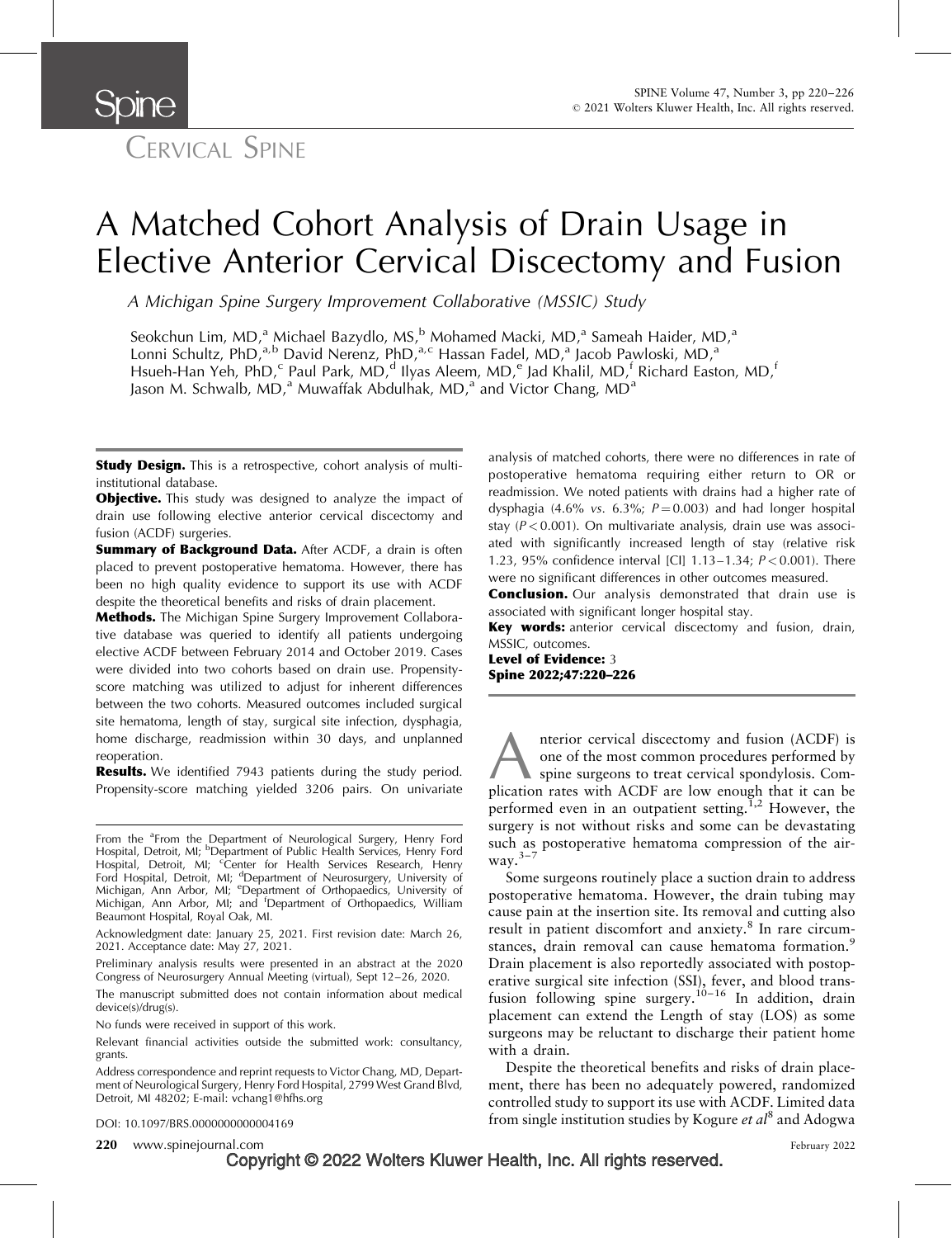CERVICAL SPINE

# A Matched Cohort Analysis of Drain Usage in Elective Anterior Cervical Discectomy and Fusion

*A Michigan Spine Surgery Improvement Collaborative (MSSIC) Study*

Seokchun Lim, MD,[a] Michael Bazydlo, MS,[b] Mohamed Macki, MD,[a] Sameah Haider, MD,[a] Lonni Schultz, PhD,[a,b] David Nerenz, PhD,[a,c] Hassan Fadel, MD,[a] Jacob Pawloski, MD,[a] Hsueh-Han Yeh, PhD,[c] Paul Park, MD,[d] Ilyas Aleem, MD,[e] Jad Khalil, MD,[f] Richard Easton, MD,[f] Jason M. Schwalb, MD,[a] Muwaffak Abdulhak, MD,[a] and Victor Chang, MD[a]

**Study Design.** This is a retrospective, cohort analysis of multi-institutional database.

**Objective.** This study was designed to analyze the impact of drain use following elective anterior cervical discectomy and fusion (ACDF) surgeries.

**Summary of Background Data.** After ACDF, a drain is often placed to prevent postoperative hematoma. However, there has been no high quality evidence to support its use with ACDF despite the theoretical benefits and risks of drain placement.

**Methods.** The Michigan Spine Surgery Improvement Collaborative database was queried to identify all patients undergoing elective ACDF between February 2014 and October 2019. Cases were divided into two cohorts based on drain use. Propensity-score matching was utilized to adjust for inherent differences between the two cohorts. Measured outcomes included surgical site hematoma, length of stay, surgical site infection, dysphagia, home discharge, readmission within 30 days, and unplanned reoperation.

**Results.** We identified 7943 patients during the study period. Propensity-score matching yielded 3206 pairs. On univariate analysis of matched cohorts, there were no differences in rate of postoperative hematoma requiring either return to OR or readmission. We noted patients with drains had a higher rate of dysphagia (4.6% *vs.* 6.3%; $P = 0.003$) and had longer hospital stay ($P < 0.001$). On multivariate analysis, drain use was associated with significantly increased length of stay (relative risk 1.23, 95% confidence interval [CI] 1.13–1.34; $P < 0.001$). There were no significant differences in other outcomes measured.

**Conclusion.** Our analysis demonstrated that drain use is associated with significant longer hospital stay.

**Key words:** anterior cervical discectomy and fusion, drain, MSSIC, outcomes.

**Level of Evidence:** 3

**Spine 2022;47:220–226**

From the [a]From the Department of Neurological Surgery, Henry Ford Hospital, Detroit, MI; [b]Department of Public Health Services, Henry Ford Hospital, Detroit, MI; [c]Center for Health Services Research, Henry Ford Hospital, Detroit, MI; [d]Department of Neurosurgery, University of Michigan, Ann Arbor, MI; [e]Department of Orthopaedics, University of Michigan, Ann Arbor, MI; and [f]Department of Orthopaedics, William Beaumont Hospital, Royal Oak, MI.

Acknowledgment date: January 25, 2021. First revision date: March 26, 2021. Acceptance date: May 27, 2021.

Preliminary analysis results were presented in an abstract at the 2020 Congress of Neurosurgery Annual Meeting (virtual), Sept 12–26, 2020.

The manuscript submitted does not contain information about medical device(s)/drug(s).

No funds were received in support of this work.

Relevant financial activities outside the submitted work: consultancy, grants.

Address correspondence and reprint requests to Victor Chang, MD, Department of Neurological Surgery, Henry Ford Hospital, 2799 West Grand Blvd, Detroit, MI 48202; E-mail: vchang1@hfhs.org

DOI: 10.1097/BRS.0000000000004169

Anterior cervical discectomy and fusion (ACDF) is one of the most common procedures performed by spine surgeons to treat cervical spondylosis. Complication rates with ACDF are low enough that it can be performed even in an outpatient setting.[1,2] However, the surgery is not without risks and some can be devastating such as postoperative hematoma compression of the airway.[3–7]

Some surgeons routinely place a suction drain to address postoperative hematoma. However, the drain tubing may cause pain at the insertion site. Its removal and cutting also result in patient discomfort and anxiety.[8] In rare circumstances, drain removal can cause hematoma formation.[9] Drain placement is also reportedly associated with postoperative surgical site infection (SSI), fever, and blood transfusion following spine surgery.[10–16] In addition, drain placement can extend the Length of stay (LOS) as some surgeons may be reluctant to discharge their patient home with a drain.

Despite the theoretical benefits and risks of drain placement, there has been no adequately powered, randomized controlled study to support its use with ACDF. Limited data from single institution studies by Kogure *et al*[8] and Adogwa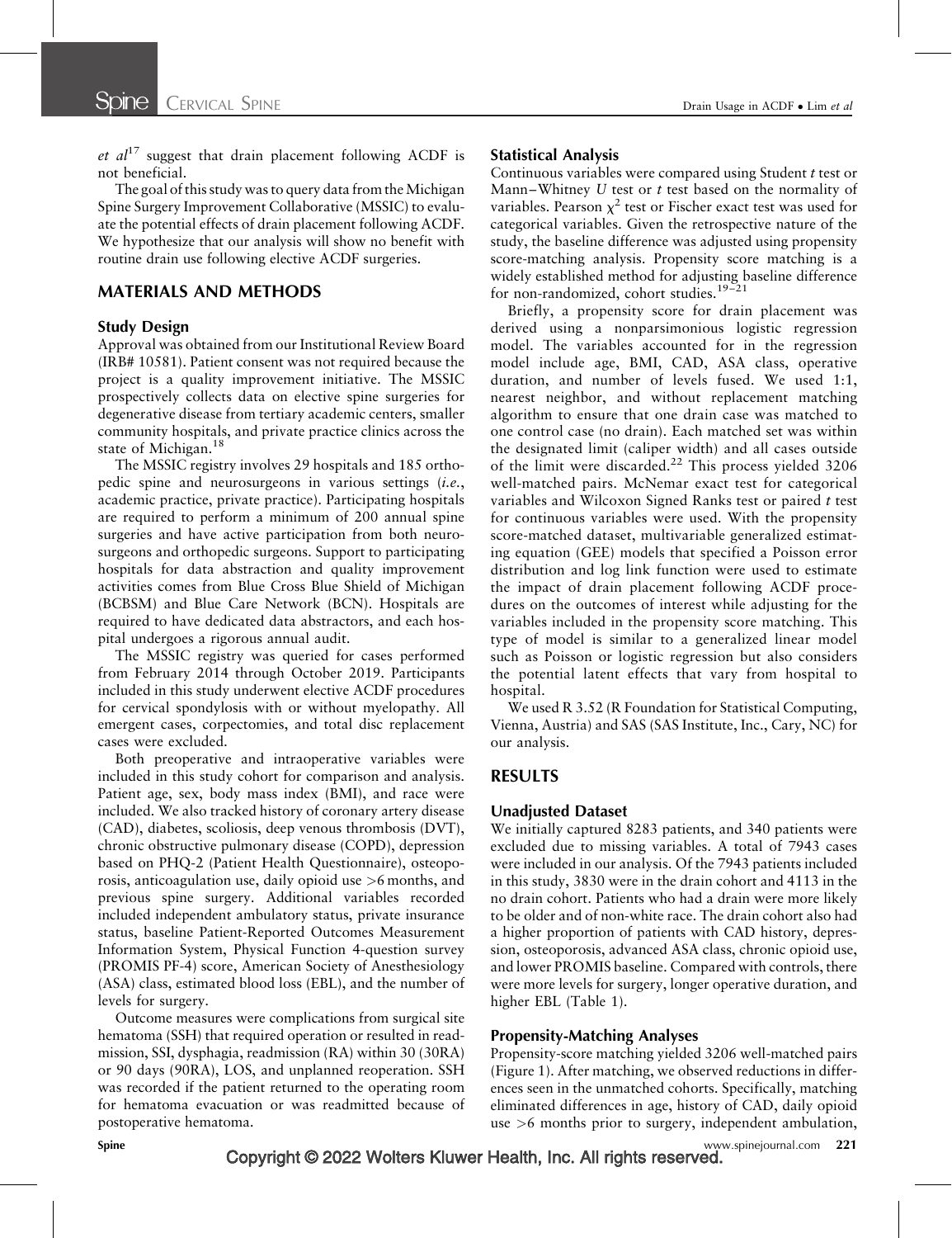*et al*[17] suggest that drain placement following ACDF is not beneficial.

The goal of this study was to query data from the Michigan Spine Surgery Improvement Collaborative (MSSIC) to evaluate the potential effects of drain placement following ACDF. We hypothesize that our analysis will show no benefit with routine drain use following elective ACDF surgeries.

## MATERIALS AND METHODS

### Study Design

Approval was obtained from our Institutional Review Board (IRB# 10581). Patient consent was not required because the project is a quality improvement initiative. The MSSIC prospectively collects data on elective spine surgeries for degenerative disease from tertiary academic centers, smaller community hospitals, and private practice clinics across the state of Michigan.[18]

The MSSIC registry involves 29 hospitals and 185 orthopedic spine and neurosurgeons in various settings (*i.e.*, academic practice, private practice). Participating hospitals are required to perform a minimum of 200 annual spine surgeries and have active participation from both neurosurgeons and orthopedic surgeons. Support to participating hospitals for data abstraction and quality improvement activities comes from Blue Cross Blue Shield of Michigan (BCBSM) and Blue Care Network (BCN). Hospitals are required to have dedicated data abstractors, and each hospital undergoes a rigorous annual audit.

The MSSIC registry was queried for cases performed from February 2014 through October 2019. Participants included in this study underwent elective ACDF procedures for cervical spondylosis with or without myelopathy. All emergent cases, corpectomies, and total disc replacement cases were excluded.

Both preoperative and intraoperative variables were included in this study cohort for comparison and analysis. Patient age, sex, body mass index (BMI), and race were included. We also tracked history of coronary artery disease (CAD), diabetes, scoliosis, deep venous thrombosis (DVT), chronic obstructive pulmonary disease (COPD), depression based on PHQ-2 (Patient Health Questionnaire), osteoporosis, anticoagulation use, daily opioid use >6 months, and previous spine surgery. Additional variables recorded included independent ambulatory status, private insurance status, baseline Patient-Reported Outcomes Measurement Information System, Physical Function 4-question survey (PROMIS PF-4) score, American Society of Anesthesiology (ASA) class, estimated blood loss (EBL), and the number of levels for surgery.

Outcome measures were complications from surgical site hematoma (SSH) that required operation or resulted in readmission, SSI, dysphagia, readmission (RA) within 30 (30RA) or 90 days (90RA), LOS, and unplanned reoperation. SSH was recorded if the patient returned to the operating room for hematoma evacuation or was readmitted because of postoperative hematoma.

### Statistical Analysis

Continuous variables were compared using Student *t* test or Mann–Whitney *U* test or *t* test based on the normality of variables. Pearson $\chi^2$ test or Fischer exact test was used for categorical variables. Given the retrospective nature of the study, the baseline difference was adjusted using propensity score-matching analysis. Propensity score matching is a widely established method for adjusting baseline difference for non-randomized, cohort studies.[19–21]

Briefly, a propensity score for drain placement was derived using a nonparsimonious logistic regression model. The variables accounted for in the regression model include age, BMI, CAD, ASA class, operative duration, and number of levels fused. We used 1:1, nearest neighbor, and without replacement matching algorithm to ensure that one drain case was matched to one control case (no drain). Each matched set was within the designated limit (caliper width) and all cases outside of the limit were discarded.[22] This process yielded 3206 well-matched pairs. McNemar exact test for categorical variables and Wilcoxon Signed Ranks test or paired *t* test for continuous variables were used. With the propensity score-matched dataset, multivariable generalized estimating equation (GEE) models that specified a Poisson error distribution and log link function were used to estimate the impact of drain placement following ACDF procedures on the outcomes of interest while adjusting for the variables included in the propensity score matching. This type of model is similar to a generalized linear model such as Poisson or logistic regression but also considers the potential latent effects that vary from hospital to hospital.

We used R 3.52 (R Foundation for Statistical Computing, Vienna, Austria) and SAS (SAS Institute, Inc., Cary, NC) for our analysis.

## RESULTS

### Unadjusted Dataset

We initially captured 8283 patients, and 340 patients were excluded due to missing variables. A total of 7943 cases were included in our analysis. Of the 7943 patients included in this study, 3830 were in the drain cohort and 4113 in the no drain cohort. Patients who had a drain were more likely to be older and of non-white race. The drain cohort also had a higher proportion of patients with CAD history, depression, osteoporosis, advanced ASA class, chronic opioid use, and lower PROMIS baseline. Compared with controls, there were more levels for surgery, longer operative duration, and higher EBL (Table 1).

### Propensity-Matching Analyses

Propensity-score matching yielded 3206 well-matched pairs (Figure 1). After matching, we observed reductions in differences seen in the unmatched cohorts. Specifically, matching eliminated differences in age, history of CAD, daily opioid use >6 months prior to surgery, independent ambulation,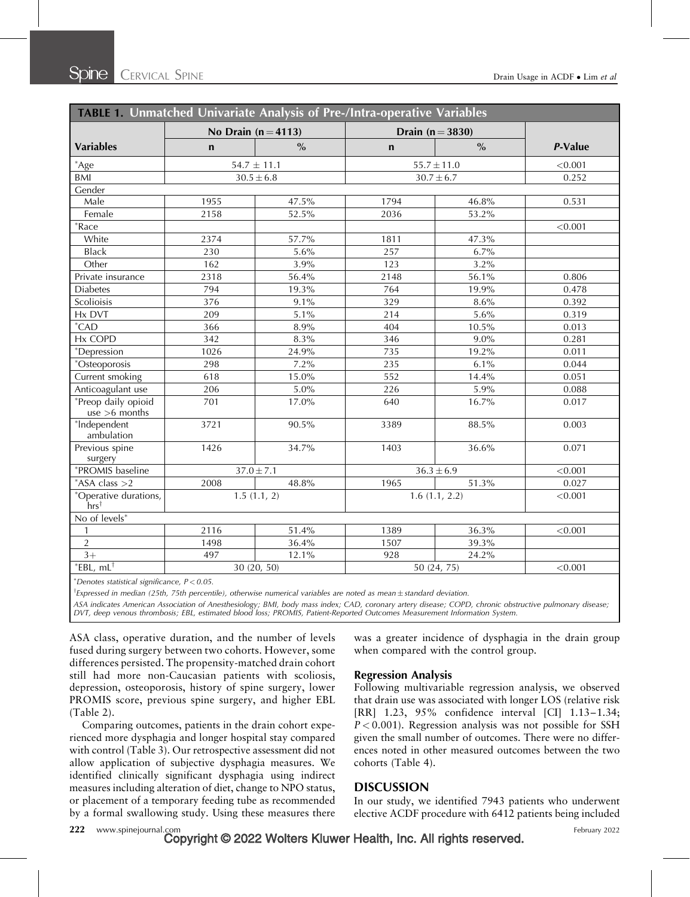**TABLE 1. Unmatched Univariate Analysis of Pre-/Intra-operative Variables**

| | No Drain (n = 4113) | | Drain (n = 3830) | | |
|---|---|---|---|---|---|
| **Variables** | **n** | **%** | **n** | **%** | ***P*-Value** |
| *Age | 54.7 ± 11.1 | | 55.7 ± 11.0 | | <0.001 |
| BMI | 30.5 ± 6.8 | | 30.7 ± 6.7 | | 0.252 |
| Gender | | | | | |
| Male | 1955 | 47.5% | 1794 | 46.8% | 0.531 |
| Female | 2158 | 52.5% | 2036 | 53.2% | |
| *Race | | | | | <0.001 |
| White | 2374 | 57.7% | 1811 | 47.3% | |
| Black | 230 | 5.6% | 257 | 6.7% | |
| Other | 162 | 3.9% | 123 | 3.2% | |
| Private insurance | 2318 | 56.4% | 2148 | 56.1% | 0.806 |
| Diabetes | 794 | 19.3% | 764 | 19.9% | 0.478 |
| Scolioisis | 376 | 9.1% | 329 | 8.6% | 0.392 |
| Hx DVT | 209 | 5.1% | 214 | 5.6% | 0.319 |
| *CAD | 366 | 8.9% | 404 | 10.5% | 0.013 |
| Hx COPD | 342 | 8.3% | 346 | 9.0% | 0.281 |
| *Depression | 1026 | 24.9% | 735 | 19.2% | 0.011 |
| *Osteoporosis | 298 | 7.2% | 235 | 6.1% | 0.044 |
| Current smoking | 618 | 15.0% | 552 | 14.4% | 0.051 |
| Anticoagulant use | 206 | 5.0% | 226 | 5.9% | 0.088 |
| *Preop daily opioid use >6 months | 701 | 17.0% | 640 | 16.7% | 0.017 |
| *Independent ambulation | 3721 | 90.5% | 3389 | 88.5% | 0.003 |
| Previous spine surgery | 1426 | 34.7% | 1403 | 36.6% | 0.071 |
| *PROMIS baseline | 37.0 ± 7.1 | | 36.3 ± 6.9 | | <0.001 |
| *ASA class >2 | 2008 | 48.8% | 1965 | 51.3% | 0.027 |
| *Operative durations, hrs† | 1.5 (1.1, 2) | | 1.6 (1.1, 2.2) | | <0.001 |
| No of levels* | | | | | |
| 1 | 2116 | 51.4% | 1389 | 36.3% | <0.001 |
| 2 | 1498 | 36.4% | 1507 | 39.3% | |
| 3+ | 497 | 12.1% | 928 | 24.2% | |
| *EBL, mL† | 30 (20, 50) | | 50 (24, 75) | | <0.001 |

*Denotes statistical significance, $P < 0.05$.

†Expressed in median (25th, 75th percentile), otherwise numerical variables are noted as mean ± standard deviation.

*ASA indicates American Association of Anesthesiology; BMI, body mass index; CAD, coronary artery disease; COPD, chronic obstructive pulmonary disease; DVT, deep venous thrombosis; EBL, estimated blood loss; PROMIS, Patient-Reported Outcomes Measurement Information System.*

ASA class, operative duration, and the number of levels fused during surgery between two cohorts. However, some differences persisted. The propensity-matched drain cohort still had more non-Caucasian patients with scoliosis, depression, osteoporosis, history of spine surgery, lower PROMIS score, previous spine surgery, and higher EBL (Table 2).

Comparing outcomes, patients in the drain cohort experienced more dysphagia and longer hospital stay compared with control (Table 3). Our retrospective assessment did not allow application of subjective dysphagia measures. We identified clinically significant dysphagia using indirect measures including alteration of diet, change to NPO status, or placement of a temporary feeding tube as recommended by a formal swallowing study. Using these measures there was a greater incidence of dysphagia in the drain group when compared with the control group.

### Regression Analysis

Following multivariable regression analysis, we observed that drain use was associated with longer LOS (relative risk [RR] 1.23, 95% confidence interval [CI] 1.13–1.34; $P < 0.001$). Regression analysis was not possible for SSH given the small number of outcomes. There were no differences noted in other measured outcomes between the two cohorts (Table 4).

## DISCUSSION

In our study, we identified 7943 patients who underwent elective ACDF procedure with 6412 patients being included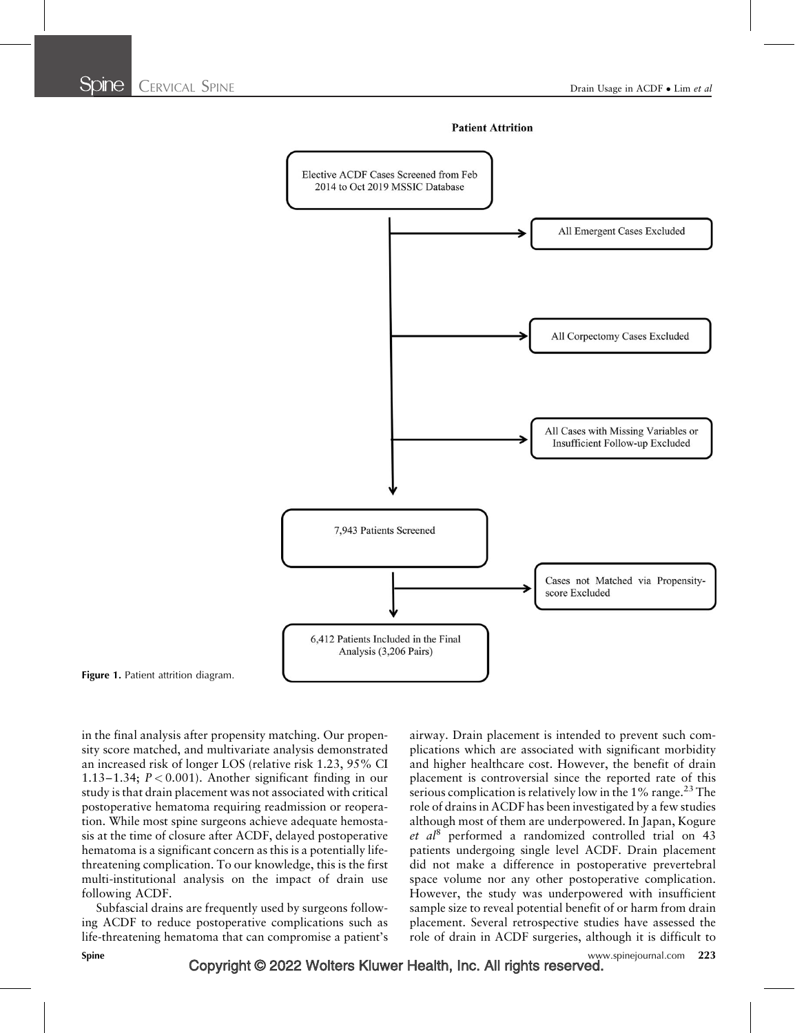**Patient Attrition**

Elective ACDF Cases Screened from Feb 2014 to Oct 2019 MSSIC Database

All Emergent Cases Excluded

All Corpectomy Cases Excluded

All Cases with Missing Variables or Insufficient Follow-up Excluded

7,943 Patients Screened

Cases not Matched via Propensity-score Excluded

6,412 Patients Included in the Final Analysis (3,206 Pairs)

**Figure 1.** Patient attrition diagram.

in the final analysis after propensity matching. Our propensity score matched, and multivariate analysis demonstrated an increased risk of longer LOS (relative risk 1.23, 95% CI 1.13–1.34; $P<0.001$). Another significant finding in our study is that drain placement was not associated with critical postoperative hematoma requiring readmission or reoperation. While most spine surgeons achieve adequate hemostasis at the time of closure after ACDF, delayed postoperative hematoma is a significant concern as this is a potentially life-threatening complication. To our knowledge, this is the first multi-institutional analysis on the impact of drain use following ACDF.

Subfascial drains are frequently used by surgeons following ACDF to reduce postoperative complications such as life-threatening hematoma that can compromise a patient's airway. Drain placement is intended to prevent such complications which are associated with significant morbidity and higher healthcare cost. However, the benefit of drain placement is controversial since the reported rate of this serious complication is relatively low in the 1% range.[23] The role of drains in ACDF has been investigated by a few studies although most of them are underpowered. In Japan, Kogure *et al*[8] performed a randomized controlled trial on 43 patients undergoing single level ACDF. Drain placement did not make a difference in postoperative prevertebral space volume nor any other postoperative complication. However, the study was underpowered with insufficient sample size to reveal potential benefit of or harm from drain placement. Several retrospective studies have assessed the role of drain in ACDF surgeries, although it is difficult to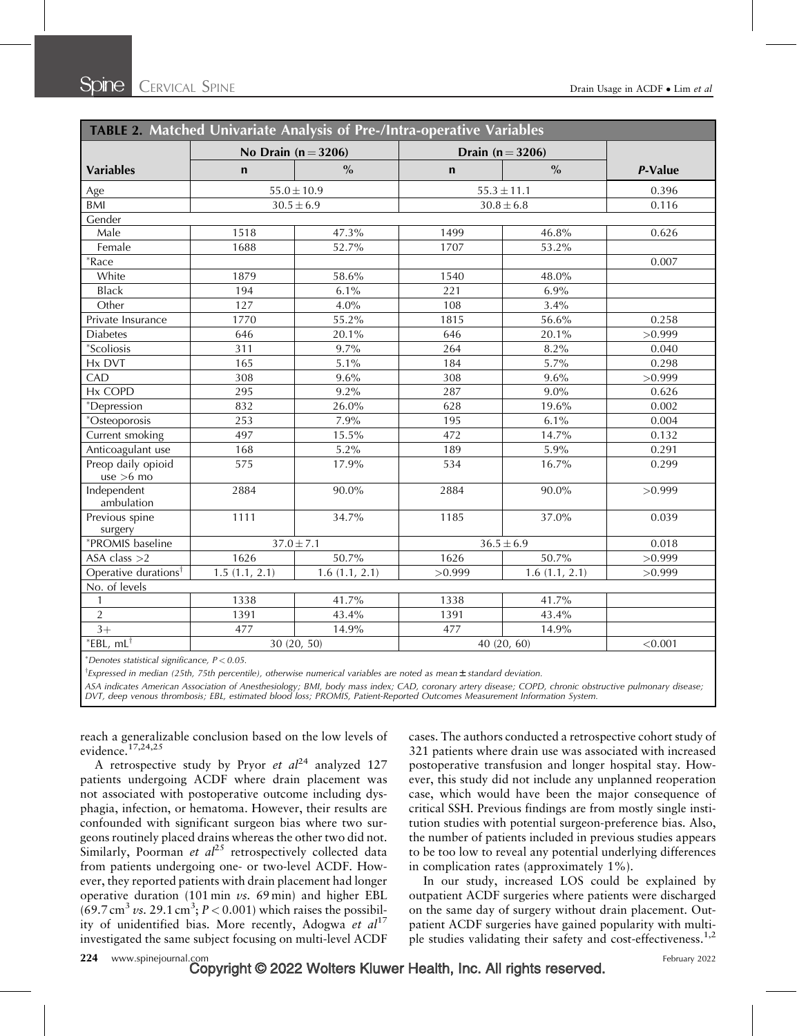**TABLE 2. Matched Univariate Analysis of Pre-/Intra-operative Variables**

| | No Drain (n = 3206) | | Drain (n = 3206) | | |
|---|---|---|---|---|---|
| **Variables** | **n** | **%** | **n** | **%** | ***P*-Value** |
| Age | 55.0 ± 10.9 | | 55.3 ± 11.1 | | 0.396 |
| BMI | 30.5 ± 6.9 | | 30.8 ± 6.8 | | 0.116 |
| Gender | | | | | |
| Male | 1518 | 47.3% | 1499 | 46.8% | 0.626 |
| Female | 1688 | 52.7% | 1707 | 53.2% | |
| *Race | | | | | 0.007 |
| White | 1879 | 58.6% | 1540 | 48.0% | |
| Black | 194 | 6.1% | 221 | 6.9% | |
| Other | 127 | 4.0% | 108 | 3.4% | |
| Private Insurance | 1770 | 55.2% | 1815 | 56.6% | 0.258 |
| Diabetes | 646 | 20.1% | 646 | 20.1% | >0.999 |
| *Scoliosis | 311 | 9.7% | 264 | 8.2% | 0.040 |
| Hx DVT | 165 | 5.1% | 184 | 5.7% | 0.298 |
| CAD | 308 | 9.6% | 308 | 9.6% | >0.999 |
| Hx COPD | 295 | 9.2% | 287 | 9.0% | 0.626 |
| *Depression | 832 | 26.0% | 628 | 19.6% | 0.002 |
| *Osteoporosis | 253 | 7.9% | 195 | 6.1% | 0.004 |
| Current smoking | 497 | 15.5% | 472 | 14.7% | 0.132 |
| Anticoagulant use | 168 | 5.2% | 189 | 5.9% | 0.291 |
| Preop daily opioid use >6 mo | 575 | 17.9% | 534 | 16.7% | 0.299 |
| Independent ambulation | 2884 | 90.0% | 2884 | 90.0% | >0.999 |
| Previous spine surgery | 1111 | 34.7% | 1185 | 37.0% | 0.039 |
| *PROMIS baseline | 37.0 ± 7.1 | | 36.5 ± 6.9 | | 0.018 |
| ASA class >2 | 1626 | 50.7% | 1626 | 50.7% | >0.999 |
| Operative durations† | 1.5 (1.1, 2.1) | 1.6 (1.1, 2.1) | >0.999 | 1.6 (1.1, 2.1) | >0.999 |
| No. of levels | | | | | |
| 1 | 1338 | 41.7% | 1338 | 41.7% | |
| 2 | 1391 | 43.4% | 1391 | 43.4% | |
| 3+ | 477 | 14.9% | 477 | 14.9% | |
| *EBL, mL† | 30 (20, 50) | | 40 (20, 60) | | <0.001 |

*Denotes statistical significance, $P < 0.05$.

†Expressed in median (25th, 75th percentile), otherwise numerical variables are noted as mean ± standard deviation.

ASA indicates American Association of Anesthesiology; BMI, body mass index; CAD, coronary artery disease; COPD, chronic obstructive pulmonary disease; DVT, deep venous thrombosis; EBL, estimated blood loss; PROMIS, Patient-Reported Outcomes Measurement Information System.

reach a generalizable conclusion based on the low levels of evidence.[17,24,25]

A retrospective study by Pryor *et al*[24] analyzed 127 patients undergoing ACDF where drain placement was not associated with postoperative outcome including dysphagia, infection, or hematoma. However, their results are confounded with significant surgeon bias where two surgeons routinely placed drains whereas the other two did not. Similarly, Poorman *et al*[25] retrospectively collected data from patients undergoing one- or two-level ACDF. However, they reported patients with drain placement had longer operative duration (101 min *vs.* 69 min) and higher EBL ($69.7\,cm^3$ *vs.* $29.1\,cm^3$; $P < 0.001$) which raises the possibility of unidentified bias. More recently, Adogwa *et al*[17] investigated the same subject focusing on multi-level ACDF cases. The authors conducted a retrospective cohort study of 321 patients where drain use was associated with increased postoperative transfusion and longer hospital stay. However, this study did not include any unplanned reoperation case, which would have been the major consequence of critical SSH. Previous findings are from mostly single institution studies with potential surgeon-preference bias. Also, the number of patients included in previous studies appears to be too low to reveal any potential underlying differences in complication rates (approximately 1%).

In our study, increased LOS could be explained by outpatient ACDF surgeries where patients were discharged on the same day of surgery without drain placement. Outpatient ACDF surgeries have gained popularity with multiple studies validating their safety and cost-effectiveness.[1,2]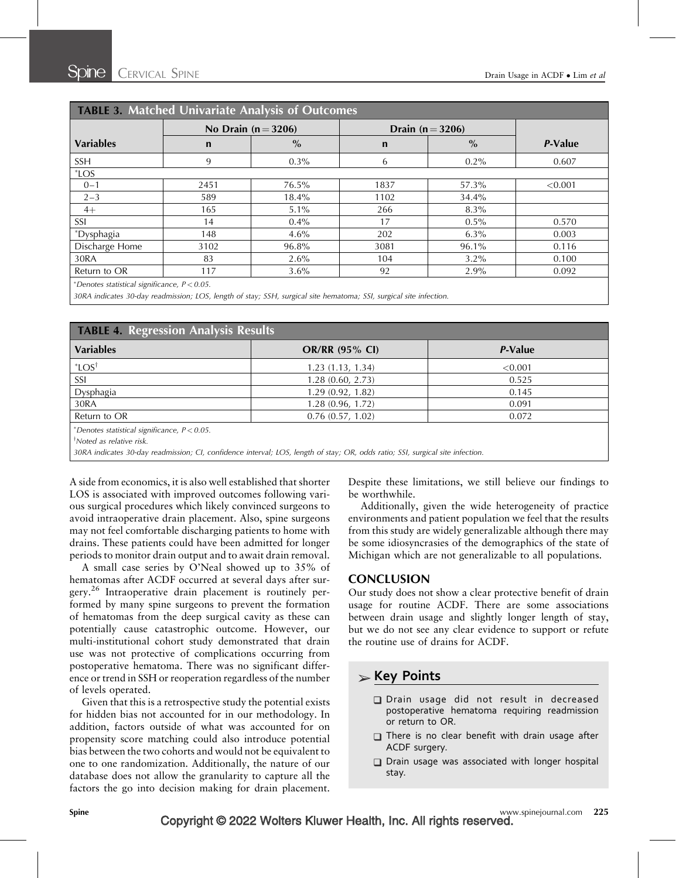**TABLE 3. Matched Univariate Analysis of Outcomes**

| Variables | No Drain (n = 3206) | | Drain (n = 3206) | | P-Value |
|---|---|---|---|---|---|
| | n | % | n | % | |
| SSH | 9 | 0.3% | 6 | 0.2% | 0.607 |
| *LOS | | | | | |
| 0–1 | 2451 | 76.5% | 1837 | 57.3% | <0.001 |
| 2–3 | 589 | 18.4% | 1102 | 34.4% | |
| 4+ | 165 | 5.1% | 266 | 8.3% | |
| SSI | 14 | 0.4% | 17 | 0.5% | 0.570 |
| *Dysphagia | 148 | 4.6% | 202 | 6.3% | 0.003 |
| Discharge Home | 3102 | 96.8% | 3081 | 96.1% | 0.116 |
| 30RA | 83 | 2.6% | 104 | 3.2% | 0.100 |
| Return to OR | 117 | 3.6% | 92 | 2.9% | 0.092 |

*Denotes statistical significance, $P < 0.05$.

30RA indicates 30-day readmission; LOS, length of stay; SSH, surgical site hematoma; SSI, surgical site infection.

**TABLE 4. Regression Analysis Results**

| Variables | OR/RR (95% CI) | P-Value |
|---|---|---|
| *LOS[†] | 1.23 (1.13, 1.34) | <0.001 |
| SSI | 1.28 (0.60, 2.73) | 0.525 |
| Dysphagia | 1.29 (0.92, 1.82) | 0.145 |
| 30RA | 1.28 (0.96, 1.72) | 0.091 |
| Return to OR | 0.76 (0.57, 1.02) | 0.072 |

*Denotes statistical significance, $P < 0.05$.

[†]Noted as relative risk.

30RA indicates 30-day readmission; CI, confidence interval; LOS, length of stay; OR, odds ratio; SSI, surgical site infection.

A side from economics, it is also well established that shorter LOS is associated with improved outcomes following various surgical procedures which likely convinced surgeons to avoid intraoperative drain placement. Also, spine surgeons may not feel comfortable discharging patients to home with drains. These patients could have been admitted for longer periods to monitor drain output and to await drain removal.

A small case series by O'Neal showed up to 35% of hematomas after ACDF occurred at several days after surgery.[26] Intraoperative drain placement is routinely performed by many spine surgeons to prevent the formation of hematomas from the deep surgical cavity as these can potentially cause catastrophic outcome. However, our multi-institutional cohort study demonstrated that drain use was not protective of complications occurring from postoperative hematoma. There was no significant difference or trend in SSH or reoperation regardless of the number of levels operated.

Given that this is a retrospective study the potential exists for hidden bias not accounted for in our methodology. In addition, factors outside of what was accounted for on propensity score matching could also introduce potential bias between the two cohorts and would not be equivalent to one to one randomization. Additionally, the nature of our database does not allow the granularity to capture all the factors the go into decision making for drain placement. Despite these limitations, we still believe our findings to be worthwhile.

Additionally, given the wide heterogeneity of practice environments and patient population we feel that the results from this study are widely generalizable although there may be some idiosyncrasies of the demographics of the state of Michigan which are not generalizable to all populations.

## CONCLUSION

Our study does not show a clear protective benefit of drain usage for routine ACDF. There are some associations between drain usage and slightly longer length of stay, but we do not see any clear evidence to support or refute the routine use of drains for ACDF.

### Key Points

- Drain usage did not result in decreased postoperative hematoma requiring readmission or return to OR.
- There is no clear benefit with drain usage after ACDF surgery.
- Drain usage was associated with longer hospital stay.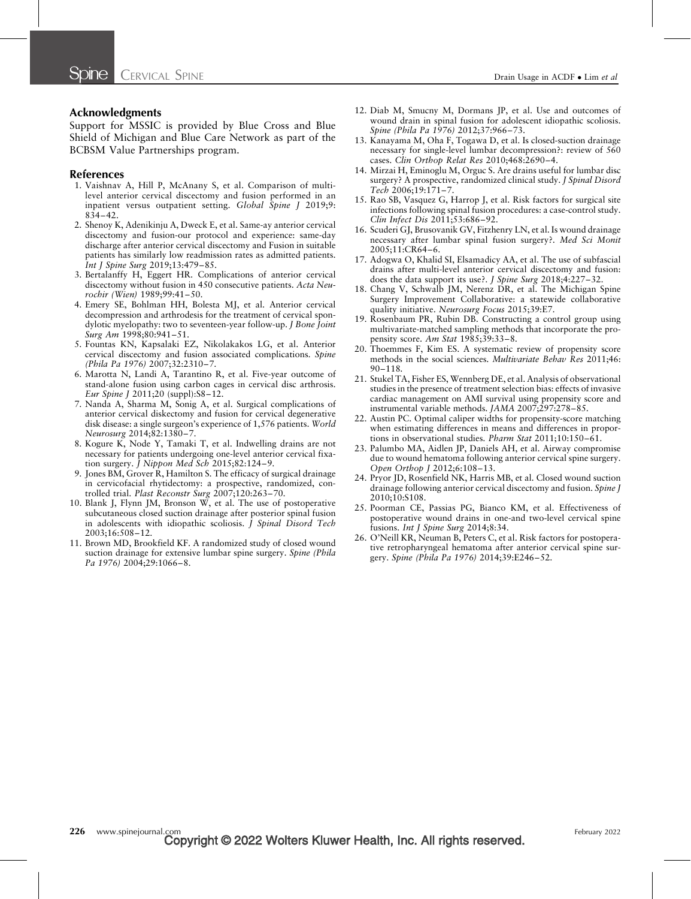## Acknowledgments

Support for MSSIC is provided by Blue Cross and Blue Shield of Michigan and Blue Care Network as part of the BCBSM Value Partnerships program.

## References

1. Vaishnav A, Hill P, McAnany S, et al. Comparison of multilevel anterior cervical discectomy and fusion performed in an inpatient versus outpatient setting. *Global Spine J* 2019;9:834–42.
2. Shenoy K, Adenikinju A, Dweck E, et al. Same-ay anterior cervical discectomy and fusion-our protocol and experience: same-day discharge after anterior cervical discectomy and Fusion in suitable patients has similarly low readmission rates as admitted patients. *Int J Spine Surg* 2019;13:479–85.
3. Bertalanffy H, Eggert HR. Complications of anterior cervical discectomy without fusion in 450 consecutive patients. *Acta Neurochir (Wien)* 1989;99:41–50.
4. Emery SE, Bohlman HH, Bolesta MJ, et al. Anterior cervical decompression and arthrodesis for the treatment of cervical spondylotic myelopathy: two to seventeen-year follow-up. *J Bone Joint Surg Am* 1998;80:941–51.
5. Fountas KN, Kapsalaki EZ, Nikolakakos LG, et al. Anterior cervical discectomy and fusion associated complications. *Spine (Phila Pa 1976)* 2007;32:2310–7.
6. Marotta N, Landi A, Tarantino R, et al. Five-year outcome of stand-alone fusion using carbon cages in cervical disc arthrosis. *Eur Spine J* 2011;20 (suppl):S8–12.
7. Nanda A, Sharma M, Sonig A, et al. Surgical complications of anterior cervical diskectomy and fusion for cervical degenerative disk disease: a single surgeon's experience of 1,576 patients. *World Neurosurg* 2014;82:1380–7.
8. Kogure K, Node Y, Tamaki T, et al. Indwelling drains are not necessary for patients undergoing one-level anterior cervical fixation surgery. *J Nippon Med Sch* 2015;82:124–9.
9. Jones BM, Grover R, Hamilton S. The efficacy of surgical drainage in cervicofacial rhytidectomy: a prospective, randomized, controlled trial. *Plast Reconstr Surg* 2007;120:263–70.
10. Blank J, Flynn JM, Bronson W, et al. The use of postoperative subcutaneous closed suction drainage after posterior spinal fusion in adolescents with idiopathic scoliosis. *J Spinal Disord Tech* 2003;16:508–12.
11. Brown MD, Brookfield KF. A randomized study of closed wound suction drainage for extensive lumbar spine surgery. *Spine (Phila Pa 1976)* 2004;29:1066–8.
12. Diab M, Smucny M, Dormans JP, et al. Use and outcomes of wound drain in spinal fusion for adolescent idiopathic scoliosis. *Spine (Phila Pa 1976)* 2012;37:966–73.
13. Kanayama M, Oha F, Togawa D, et al. Is closed-suction drainage necessary for single-level lumbar decompression?: review of 560 cases. *Clin Orthop Relat Res* 2010;468:2690–4.
14. Mirzai H, Eminoglu M, Orguc S. Are drains useful for lumbar disc surgery? A prospective, randomized clinical study. *J Spinal Disord Tech* 2006;19:171–7.
15. Rao SB, Vasquez G, Harrop J, et al. Risk factors for surgical site infections following spinal fusion procedures: a case-control study. *Clin Infect Dis* 2011;53:686–92.
16. Scuderi GJ, Brusovanik GV, Fitzhenry LN, et al. Is wound drainage necessary after lumbar spinal fusion surgery?. *Med Sci Monit* 2005;11:CR64–6.
17. Adogwa O, Khalid SI, Elsamadicy AA, et al. The use of subfascial drains after multi-level anterior cervical discectomy and fusion: does the data support its use?. *J Spine Surg* 2018;4:227–32.
18. Chang V, Schwalb JM, Nerenz DR, et al. The Michigan Spine Surgery Improvement Collaborative: a statewide collaborative quality initiative. *Neurosurg Focus* 2015;39:E7.
19. Rosenbaum PR, Rubin DB. Constructing a control group using multivariate-matched sampling methods that incorporate the propensity score. *Am Stat* 1985;39:33–8.
20. Thoemmes F, Kim ES. A systematic review of propensity score methods in the social sciences. *Multivariate Behav Res* 2011;46:90–118.
21. Stukel TA, Fisher ES, Wennberg DE, et al. Analysis of observational studies in the presence of treatment selection bias: effects of invasive cardiac management on AMI survival using propensity score and instrumental variable methods. *JAMA* 2007;297:278–85.
22. Austin PC. Optimal caliper widths for propensity-score matching when estimating differences in means and differences in proportions in observational studies. *Pharm Stat* 2011;10:150–61.
23. Palumbo MA, Aidlen JP, Daniels AH, et al. Airway compromise due to wound hematoma following anterior cervical spine surgery. *Open Orthop J* 2012;6:108–13.
24. Pryor JD, Rosenfield NK, Harris MB, et al. Closed wound suction drainage following anterior cervical discectomy and fusion. *Spine J* 2010;10:S108.
25. Poorman CE, Passias PG, Bianco KM, et al. Effectiveness of postoperative wound drains in one-and two-level cervical spine fusions. *Int J Spine Surg* 2014;8:34.
26. O'Neill KR, Neuman B, Peters C, et al. Risk factors for postoperative retropharyngeal hematoma after anterior cervical spine surgery. *Spine (Phila Pa 1976)* 2014;39:E246–52.